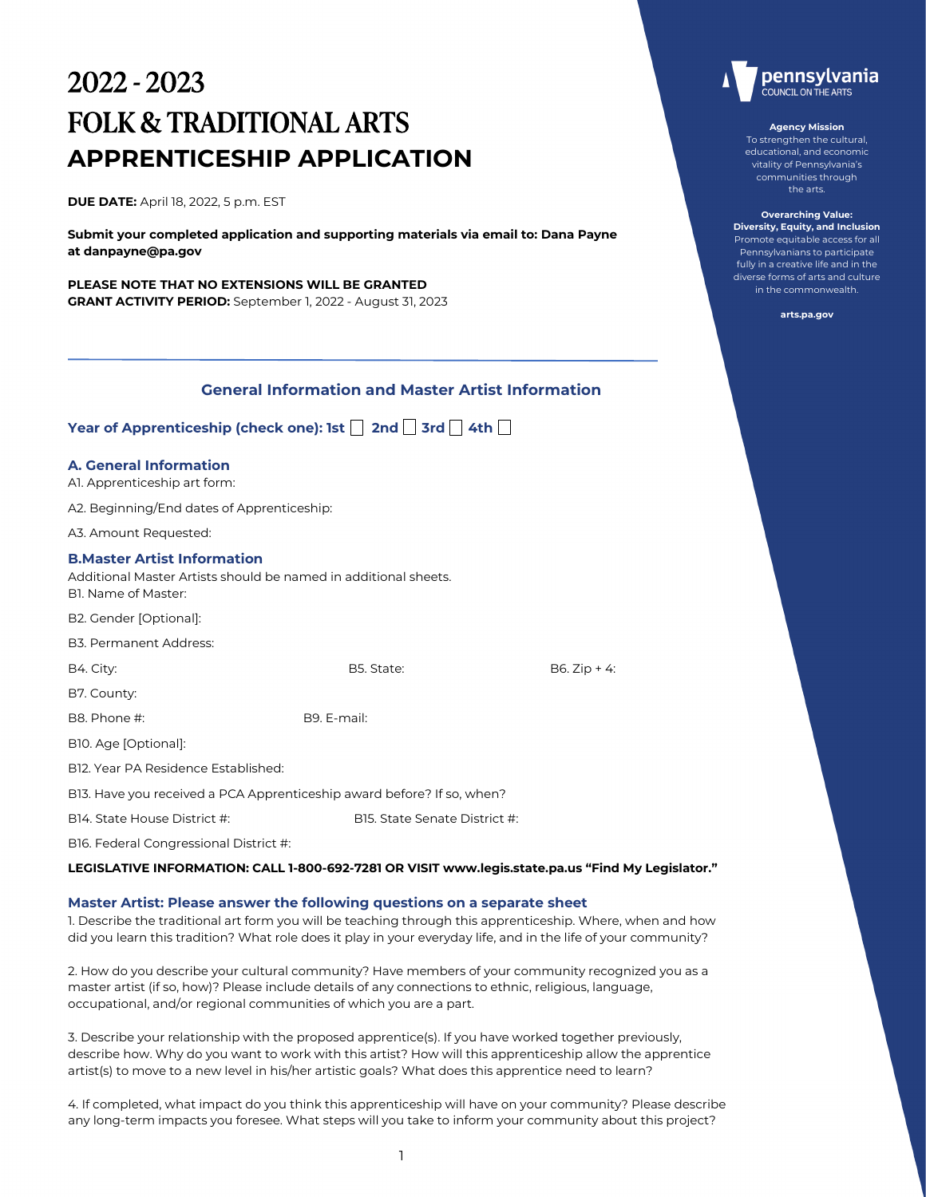# 2022 - 2023
# FOLK & TRADITIONAL ARTS
# APPRENTICESHIP APPLICATION

**DUE DATE:** April 18, 2022, 5 p.m. EST

**Submit your completed application and supporting materials via email to: Dana Payne at danpayne@pa.gov**

**PLEASE NOTE THAT NO EXTENSIONS WILL BE GRANTED**
**GRANT ACTIVITY PERIOD:** September 1, 2022 - August 31, 2023

pennsylvania
COUNCIL ON THE ARTS

**Agency Mission**
To strengthen the cultural, educational, and economic vitality of Pennsylvania's communities through the arts.

**Overarching Value: Diversity, Equity, and Inclusion**
Promote equitable access for all Pennsylvanians to participate fully in a creative life and in the diverse forms of arts and culture in the commonwealth.

**arts.pa.gov**

---

## General Information and Master Artist Information

**Year of Apprenticeship (check one): 1st ☐ 2nd ☐ 3rd ☐ 4th ☐**

### A. General Information

A1. Apprenticeship art form:

A2. Beginning/End dates of Apprenticeship:

A3. Amount Requested:

### B.Master Artist Information

Additional Master Artists should be named in additional sheets.

B1. Name of Master:

B2. Gender [Optional]:

B3. Permanent Address:

B4. City: B5. State: B6. Zip + 4:

B7. County:

B8. Phone #: B9. E-mail:

B10. Age [Optional]:

B12. Year PA Residence Established:

B13. Have you received a PCA Apprenticeship award before? If so, when?

B14. State House District #: B15. State Senate District #:

B16. Federal Congressional District #:

**LEGISLATIVE INFORMATION: CALL 1-800-692-7281 OR VISIT www.legis.state.pa.us "Find My Legislator."**

### Master Artist: Please answer the following questions on a separate sheet

1. Describe the traditional art form you will be teaching through this apprenticeship. Where, when and how did you learn this tradition? What role does it play in your everyday life, and in the life of your community?

2. How do you describe your cultural community? Have members of your community recognized you as a master artist (if so, how)? Please include details of any connections to ethnic, religious, language, occupational, and/or regional communities of which you are a part.

3. Describe your relationship with the proposed apprentice(s). If you have worked together previously, describe how. Why do you want to work with this artist? How will this apprenticeship allow the apprentice artist(s) to move to a new level in his/her artistic goals? What does this apprentice need to learn?

4. If completed, what impact do you think this apprenticeship will have on your community? Please describe any long-term impacts you foresee. What steps will you take to inform your community about this project?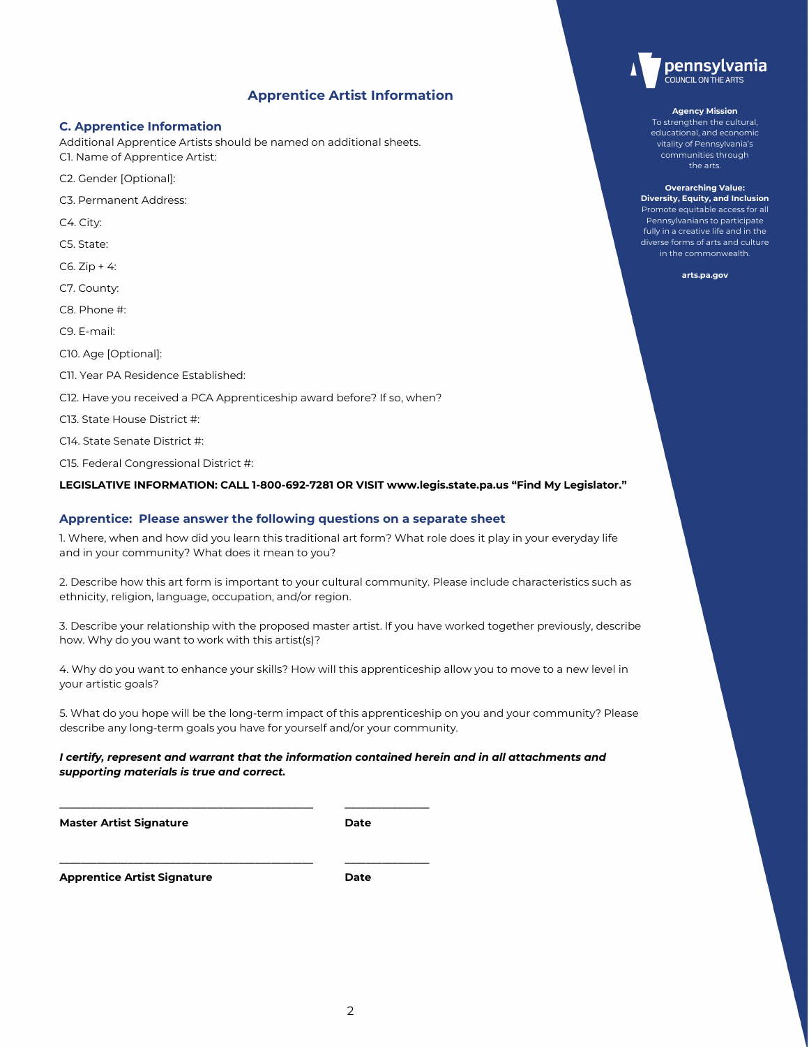## Apprentice Artist Information

### C. Apprentice Information

Additional Apprentice Artists should be named on additional sheets.

C1. Name of Apprentice Artist:

C2. Gender [Optional]:

C3. Permanent Address:

C4. City:

C5. State:

C6. Zip + 4:

C7. County:

C8. Phone #:

C9. E-mail:

C10. Age [Optional]:

C11. Year PA Residence Established:

C12. Have you received a PCA Apprenticeship award before? If so, when?

C13. State House District #:

C14. State Senate District #:

C15. Federal Congressional District #:

**LEGISLATIVE INFORMATION: CALL 1-800-692-7281 OR VISIT www.legis.state.pa.us "Find My Legislator."**

### Apprentice: Please answer the following questions on a separate sheet

1. Where, when and how did you learn this traditional art form? What role does it play in your everyday life and in your community? What does it mean to you?

2. Describe how this art form is important to your cultural community. Please include characteristics such as ethnicity, religion, language, occupation, and/or region.

3. Describe your relationship with the proposed master artist. If you have worked together previously, describe how. Why do you want to work with this artist(s)?

4. Why do you want to enhance your skills? How will this apprenticeship allow you to move to a new level in your artistic goals?

5. What do you hope will be the long-term impact of this apprenticeship on you and your community? Please describe any long-term goals you have for yourself and/or your community.

***I certify, represent and warrant that the information contained herein and in all attachments and supporting materials is true and correct.***

\_\_\_\_\_\_\_\_\_\_\_\_\_\_\_\_\_\_\_\_\_\_\_\_\_\_\_\_\_\_\_\_\_\_\_\_ \_\_\_\_\_\_\_\_\_\_\_\_

**Master Artist Signature** **Date**

\_\_\_\_\_\_\_\_\_\_\_\_\_\_\_\_\_\_\_\_\_\_\_\_\_\_\_\_\_\_\_\_\_\_\_\_ \_\_\_\_\_\_\_\_\_\_\_\_

**Apprentice Artist Signature** **Date**

pennsylvania COUNCIL ON THE ARTS

**Agency Mission**
To strengthen the cultural, educational, and economic vitality of Pennsylvania's communities through the arts.

**Overarching Value: Diversity, Equity, and Inclusion**
Promote equitable access for all Pennsylvanians to participate fully in a creative life and in the diverse forms of arts and culture in the commonwealth.

**arts.pa.gov**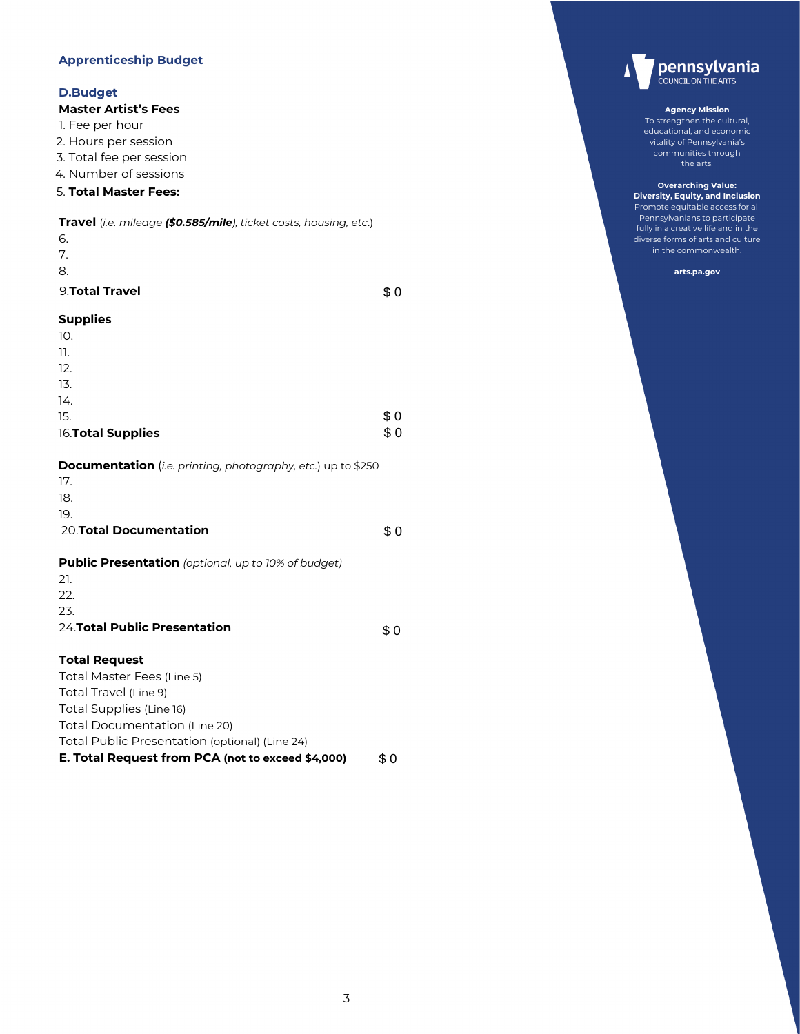## Apprenticeship Budget

### D.Budget

**Master Artist's Fees**

1. Fee per hour
2. Hours per session
3. Total fee per session
4. Number of sessions
5. **Total Master Fees:**

**Travel** (*i.e. mileage **($0.585/mile)**, ticket costs, housing, etc.*)

6.
7.
8.
9. **Total Travel** $ 0

**Supplies**

10.
11.
12.
13.
14.
15. $ 0
16. **Total Supplies** $ 0

**Documentation** (*i.e. printing, photography, etc.*) up to $250

17.
18.
19.
20. **Total Documentation** $ 0

**Public Presentation** *(optional, up to 10% of budget)*

21.
22.
23.
24. **Total Public Presentation** $ 0

**Total Request**

Total Master Fees (Line 5)
Total Travel (Line 9)
Total Supplies (Line 16)
Total Documentation (Line 20)
Total Public Presentation (optional) (Line 24)
**E. Total Request from PCA (not to exceed $4,000)** $ 0

pennsylvania COUNCIL ON THE ARTS

**Agency Mission**
To strengthen the cultural, educational, and economic vitality of Pennsylvania's communities through the arts.

**Overarching Value: Diversity, Equity, and Inclusion**
Promote equitable access for all Pennsylvanians to participate fully in a creative life and in the diverse forms of arts and culture in the commonwealth.

**arts.pa.gov**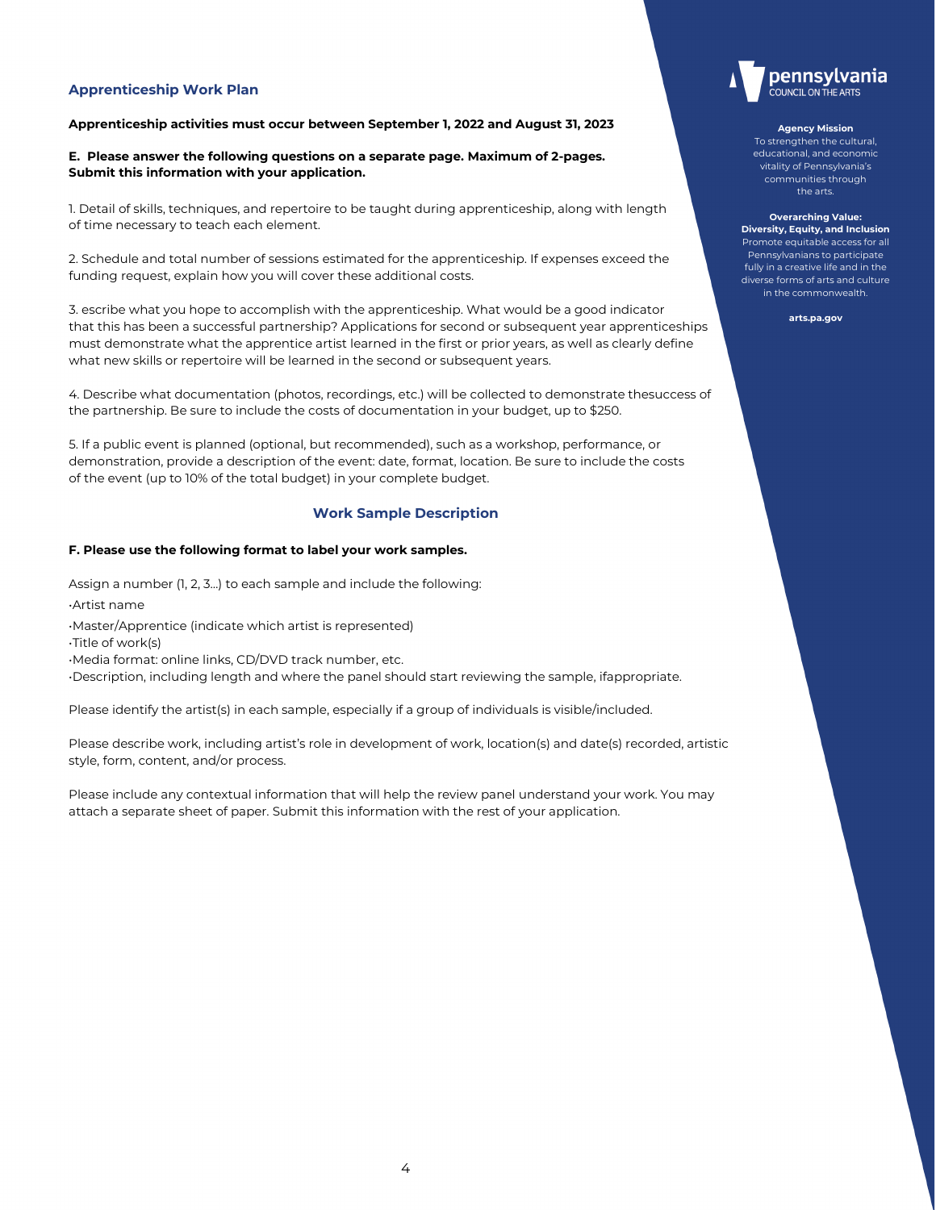## Apprenticeship Work Plan

**Apprenticeship activities must occur between September 1, 2022 and August 31, 2023**

**E. Please answer the following questions on a separate page. Maximum of 2-pages. Submit this information with your application.**

1. Detail of skills, techniques, and repertoire to be taught during apprenticeship, along with length of time necessary to teach each element.

2. Schedule and total number of sessions estimated for the apprenticeship. If expenses exceed the funding request, explain how you will cover these additional costs.

3. escribe what you hope to accomplish with the apprenticeship. What would be a good indicator that this has been a successful partnership? Applications for second or subsequent year apprenticeships must demonstrate what the apprentice artist learned in the first or prior years, as well as clearly define what new skills or repertoire will be learned in the second or subsequent years.

4. Describe what documentation (photos, recordings, etc.) will be collected to demonstrate thesuccess of the partnership. Be sure to include the costs of documentation in your budget, up to $250.

5. If a public event is planned (optional, but recommended), such as a workshop, performance, or demonstration, provide a description of the event: date, format, location. Be sure to include the costs of the event (up to 10% of the total budget) in your complete budget.

## Work Sample Description

**F. Please use the following format to label your work samples.**

Assign a number (1, 2, 3...) to each sample and include the following:

- Artist name
- Master/Apprentice (indicate which artist is represented)
- Title of work(s)
- Media format: online links, CD/DVD track number, etc.
- Description, including length and where the panel should start reviewing the sample, ifappropriate.

Please identify the artist(s) in each sample, especially if a group of individuals is visible/included.

Please describe work, including artist's role in development of work, location(s) and date(s) recorded, artistic style, form, content, and/or process.

Please include any contextual information that will help the review panel understand your work. You may attach a separate sheet of paper. Submit this information with the rest of your application.

pennsylvania
COUNCIL ON THE ARTS

**Agency Mission**
To strengthen the cultural, educational, and economic vitality of Pennsylvania's communities through the arts.

**Overarching Value: Diversity, Equity, and Inclusion**
Promote equitable access for all Pennsylvanians to participate fully in a creative life and in the diverse forms of arts and culture in the commonwealth.

**arts.pa.gov**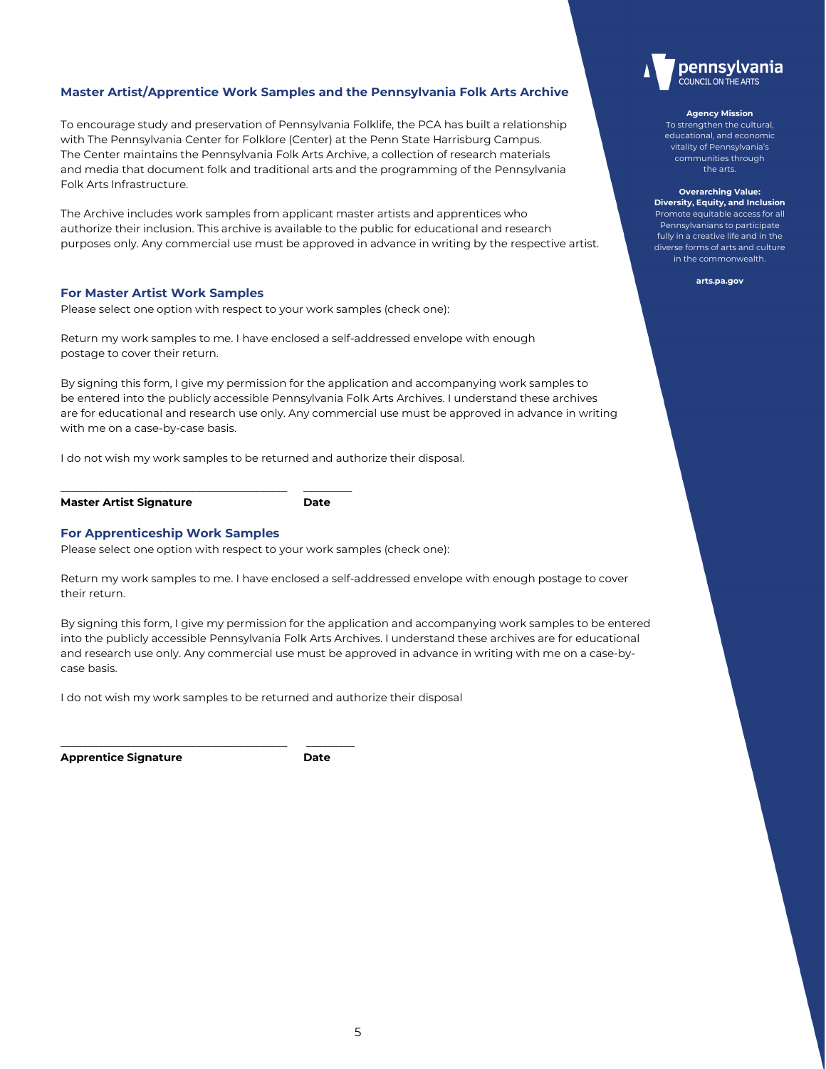## Master Artist/Apprentice Work Samples and the Pennsylvania Folk Arts Archive

To encourage study and preservation of Pennsylvania Folklife, the PCA has built a relationship with The Pennsylvania Center for Folklore (Center) at the Penn State Harrisburg Campus. The Center maintains the Pennsylvania Folk Arts Archive, a collection of research materials and media that document folk and traditional arts and the programming of the Pennsylvania Folk Arts Infrastructure.

The Archive includes work samples from applicant master artists and apprentices who authorize their inclusion. This archive is available to the public for educational and research purposes only. Any commercial use must be approved in advance in writing by the respective artist.

### For Master Artist Work Samples

Please select one option with respect to your work samples (check one):

Return my work samples to me. I have enclosed a self-addressed envelope with enough postage to cover their return.

By signing this form, I give my permission for the application and accompanying work samples to be entered into the publicly accessible Pennsylvania Folk Arts Archives. I understand these archives are for educational and research use only. Any commercial use must be approved in advance in writing with me on a case-by-case basis.

I do not wish my work samples to be returned and authorize their disposal.

\_\_\_\_\_\_\_\_\_\_\_\_\_\_\_\_\_\_\_\_\_\_\_\_\_\_\_\_\_\_\_\_\_\_\_\_ \_\_\_\_\_\_\_\_\_

**Master Artist Signature** **Date**

### For Apprenticeship Work Samples

Please select one option with respect to your work samples (check one):

Return my work samples to me. I have enclosed a self-addressed envelope with enough postage to cover their return.

By signing this form, I give my permission for the application and accompanying work samples to be entered into the publicly accessible Pennsylvania Folk Arts Archives. I understand these archives are for educational and research use only. Any commercial use must be approved in advance in writing with me on a case-by-case basis.

I do not wish my work samples to be returned and authorize their disposal

\_\_\_\_\_\_\_\_\_\_\_\_\_\_\_\_\_\_\_\_\_\_\_\_\_\_\_\_\_\_\_\_\_\_\_\_ \_\_\_\_\_\_\_\_\_

**Apprentice Signature** **Date**

pennsylvania
COUNCIL ON THE ARTS

**Agency Mission**
To strengthen the cultural, educational, and economic vitality of Pennsylvania's communities through the arts.

**Overarching Value: Diversity, Equity, and Inclusion**
Promote equitable access for all Pennsylvanians to participate fully in a creative life and in the diverse forms of arts and culture in the commonwealth.

**arts.pa.gov**